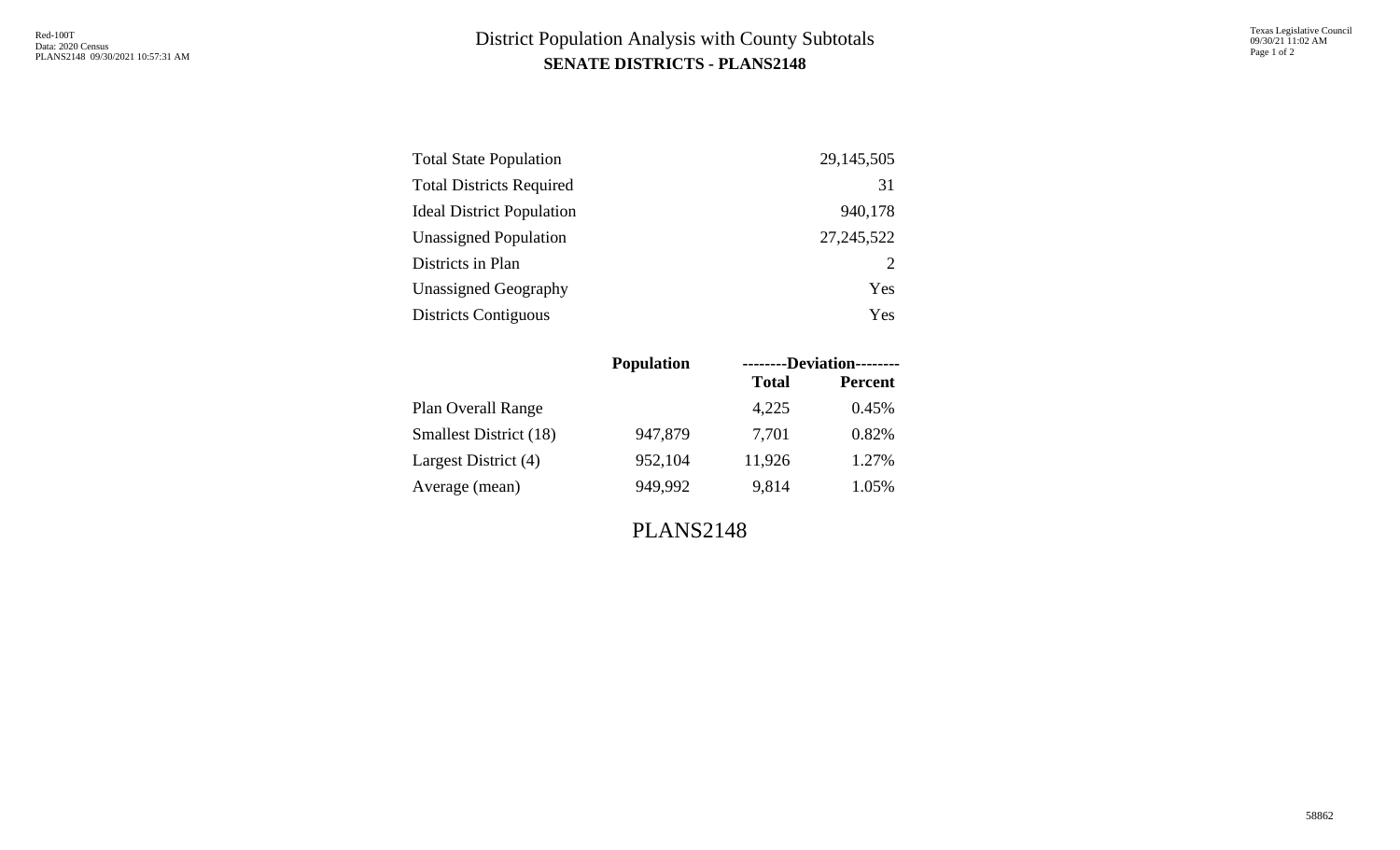# District Population Analysis with County Subtotals

## SENATE DISTRICTS - PLANS2148

| | |
|---|---|
| Total State Population | 29,145,505 |
| Total Districts Required | 31 |
| Ideal District Population | 940,178 |
| Unassigned Population | 27,245,522 |
| Districts in Plan | 2 |
| Unassigned Geography | Yes |
| Districts Contiguous | Yes |

| | Population | --------Deviation-------- | |
|---|---|---|---|
| | | **Total** | **Percent** |
| Plan Overall Range | | 4,225 | 0.45% |
| Smallest District (18) | 947,879 | 7,701 | 0.82% |
| Largest District (4) | 952,104 | 11,926 | 1.27% |
| Average (mean) | 949,992 | 9,814 | 1.05% |

PLANS2148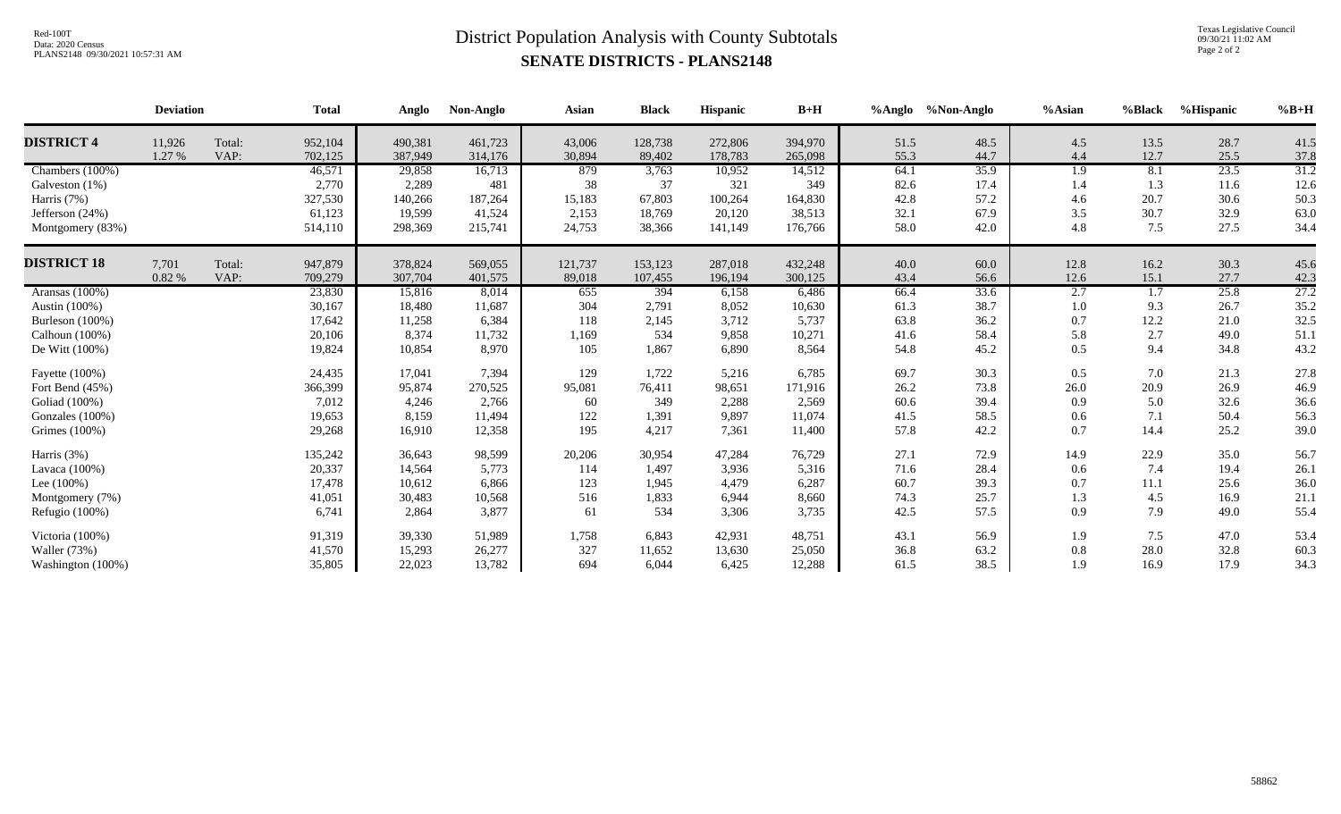# District Population Analysis with County Subtotals

## SENATE DISTRICTS - PLANS2148

Red-100T
Data: 2020 Census
PLANS2148 09/30/2021 10:57:31 AM

Texas Legislative Council
09/30/21 11:02 AM

| | Deviation | | Total | Anglo | Non-Anglo | Asian | Black | Hispanic | B+H | %Anglo | %Non-Anglo | %Asian | %Black | %Hispanic | %B+H |
|---|---|---|---|---|---|---|---|---|---|---|---|---|---|---|---|
| **DISTRICT 4** | 11,926 | Total: | 952,104 | 490,381 | 461,723 | 43,006 | 128,738 | 272,806 | 394,970 | 51.5 | 48.5 | 4.5 | 13.5 | 28.7 | 41.5 |
| | 1.27 % | VAP: | 702,125 | 387,949 | 314,176 | 30,894 | 89,402 | 178,783 | 265,098 | 55.3 | 44.7 | 4.4 | 12.7 | 25.5 | 37.8 |
| Chambers (100%) | | | 46,571 | 29,858 | 16,713 | 879 | 3,763 | 10,952 | 14,512 | 64.1 | 35.9 | 1.9 | 8.1 | 23.5 | 31.2 |
| Galveston (1%) | | | 2,770 | 2,289 | 481 | 38 | 37 | 321 | 349 | 82.6 | 17.4 | 1.4 | 1.3 | 11.6 | 12.6 |
| Harris (7%) | | | 327,530 | 140,266 | 187,264 | 15,183 | 67,803 | 100,264 | 164,830 | 42.8 | 57.2 | 4.6 | 20.7 | 30.6 | 50.3 |
| Jefferson (24%) | | | 61,123 | 19,599 | 41,524 | 2,153 | 18,769 | 20,120 | 38,513 | 32.1 | 67.9 | 3.5 | 30.7 | 32.9 | 63.0 |
| Montgomery (83%) | | | 514,110 | 298,369 | 215,741 | 24,753 | 38,366 | 141,149 | 176,766 | 58.0 | 42.0 | 4.8 | 7.5 | 27.5 | 34.4 |
| **DISTRICT 18** | 7,701 | Total: | 947,879 | 378,824 | 569,055 | 121,737 | 153,123 | 287,018 | 432,248 | 40.0 | 60.0 | 12.8 | 16.2 | 30.3 | 45.6 |
| | 0.82 % | VAP: | 709,279 | 307,704 | 401,575 | 89,018 | 107,455 | 196,194 | 300,125 | 43.4 | 56.6 | 12.6 | 15.1 | 27.7 | 42.3 |
| Aransas (100%) | | | 23,830 | 15,816 | 8,014 | 655 | 394 | 6,158 | 6,486 | 66.4 | 33.6 | 2.7 | 1.7 | 25.8 | 27.2 |
| Austin (100%) | | | 30,167 | 18,480 | 11,687 | 304 | 2,791 | 8,052 | 10,630 | 61.3 | 38.7 | 1.0 | 9.3 | 26.7 | 35.2 |
| Burleson (100%) | | | 17,642 | 11,258 | 6,384 | 118 | 2,145 | 3,712 | 5,737 | 63.8 | 36.2 | 0.7 | 12.2 | 21.0 | 32.5 |
| Calhoun (100%) | | | 20,106 | 8,374 | 11,732 | 1,169 | 534 | 9,858 | 10,271 | 41.6 | 58.4 | 5.8 | 2.7 | 49.0 | 51.1 |
| De Witt (100%) | | | 19,824 | 10,854 | 8,970 | 105 | 1,867 | 6,890 | 8,564 | 54.8 | 45.2 | 0.5 | 9.4 | 34.8 | 43.2 |
| Fayette (100%) | | | 24,435 | 17,041 | 7,394 | 129 | 1,722 | 5,216 | 6,785 | 69.7 | 30.3 | 0.5 | 7.0 | 21.3 | 27.8 |
| Fort Bend (45%) | | | 366,399 | 95,874 | 270,525 | 95,081 | 76,411 | 98,651 | 171,916 | 26.2 | 73.8 | 26.0 | 20.9 | 26.9 | 46.9 |
| Goliad (100%) | | | 7,012 | 4,246 | 2,766 | 60 | 349 | 2,288 | 2,569 | 60.6 | 39.4 | 0.9 | 5.0 | 32.6 | 36.6 |
| Gonzales (100%) | | | 19,653 | 8,159 | 11,494 | 122 | 1,391 | 9,897 | 11,074 | 41.5 | 58.5 | 0.6 | 7.1 | 50.4 | 56.3 |
| Grimes (100%) | | | 29,268 | 16,910 | 12,358 | 195 | 4,217 | 7,361 | 11,400 | 57.8 | 42.2 | 0.7 | 14.4 | 25.2 | 39.0 |
| Harris (3%) | | | 135,242 | 36,643 | 98,599 | 20,206 | 30,954 | 47,284 | 76,729 | 27.1 | 72.9 | 14.9 | 22.9 | 35.0 | 56.7 |
| Lavaca (100%) | | | 20,337 | 14,564 | 5,773 | 114 | 1,497 | 3,936 | 5,316 | 71.6 | 28.4 | 0.6 | 7.4 | 19.4 | 26.1 |
| Lee (100%) | | | 17,478 | 10,612 | 6,866 | 123 | 1,945 | 4,479 | 6,287 | 60.7 | 39.3 | 0.7 | 11.1 | 25.6 | 36.0 |
| Montgomery (7%) | | | 41,051 | 30,483 | 10,568 | 516 | 1,833 | 6,944 | 8,660 | 74.3 | 25.7 | 1.3 | 4.5 | 16.9 | 21.1 |
| Refugio (100%) | | | 6,741 | 2,864 | 3,877 | 61 | 534 | 3,306 | 3,735 | 42.5 | 57.5 | 0.9 | 7.9 | 49.0 | 55.4 |
| Victoria (100%) | | | 91,319 | 39,330 | 51,989 | 1,758 | 6,843 | 42,931 | 48,751 | 43.1 | 56.9 | 1.9 | 7.5 | 47.0 | 53.4 |
| Waller (73%) | | | 41,570 | 15,293 | 26,277 | 327 | 11,652 | 13,630 | 25,050 | 36.8 | 63.2 | 0.8 | 28.0 | 32.8 | 60.3 |
| Washington (100%) | | | 35,805 | 22,023 | 13,782 | 694 | 6,044 | 6,425 | 12,288 | 61.5 | 38.5 | 1.9 | 16.9 | 17.9 | 34.3 |

58862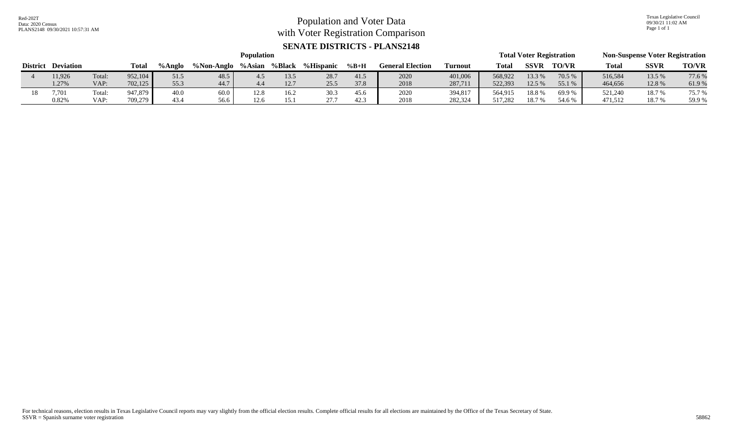Red-202T
Data: 2020 Census
PLANS2148 09/30/2021 10:57:31 AM

# Population and Voter Data with Voter Registration Comparison

## SENATE DISTRICTS - PLANS2148

| | | | Population | | | | | | | | | | Total Voter Registration | | | Non-Suspense Voter Registration | | |
|---|---|---|---|---|---|---|---|---|---|---|---|---|---|---|---|---|---|---|
| District | Deviation | | Total | %Anglo | %Non-Anglo | %Asian | %Black | %Hispanic | %B+H | General Election | Turnout | Total | SSVR | TO/VR | Total | SSVR | TO/VR |
| 4 | 11,926 | Total: | 952,104 | 51.5 | 48.5 | 4.5 | 13.5 | 28.7 | 41.5 | 2020 | 401,006 | 568,922 | 13.3 % | 70.5 % | 516,584 | 13.5 % | 77.6 % |
| | 1.27% | VAP: | 702,125 | 55.3 | 44.7 | 4.4 | 12.7 | 25.5 | 37.8 | 2018 | 287,711 | 522,393 | 12.5 % | 55.1 % | 464,656 | 12.8 % | 61.9 % |
| 18 | 7,701 | Total: | 947,879 | 40.0 | 60.0 | 12.8 | 16.2 | 30.3 | 45.6 | 2020 | 394,817 | 564,915 | 18.8 % | 69.9 % | 521,240 | 18.7 % | 75.7 % |
| | 0.82% | VAP: | 709,279 | 43.4 | 56.6 | 12.6 | 15.1 | 27.7 | 42.3 | 2018 | 282,324 | 517,282 | 18.7 % | 54.6 % | 471,512 | 18.7 % | 59.9 % |

For technical reasons, election results in Texas Legislative Council reports may vary slightly from the official election results. Complete official results for all elections are maintained by the Office of the Texas Secretary of State.
SSVR = Spanish surname voter registration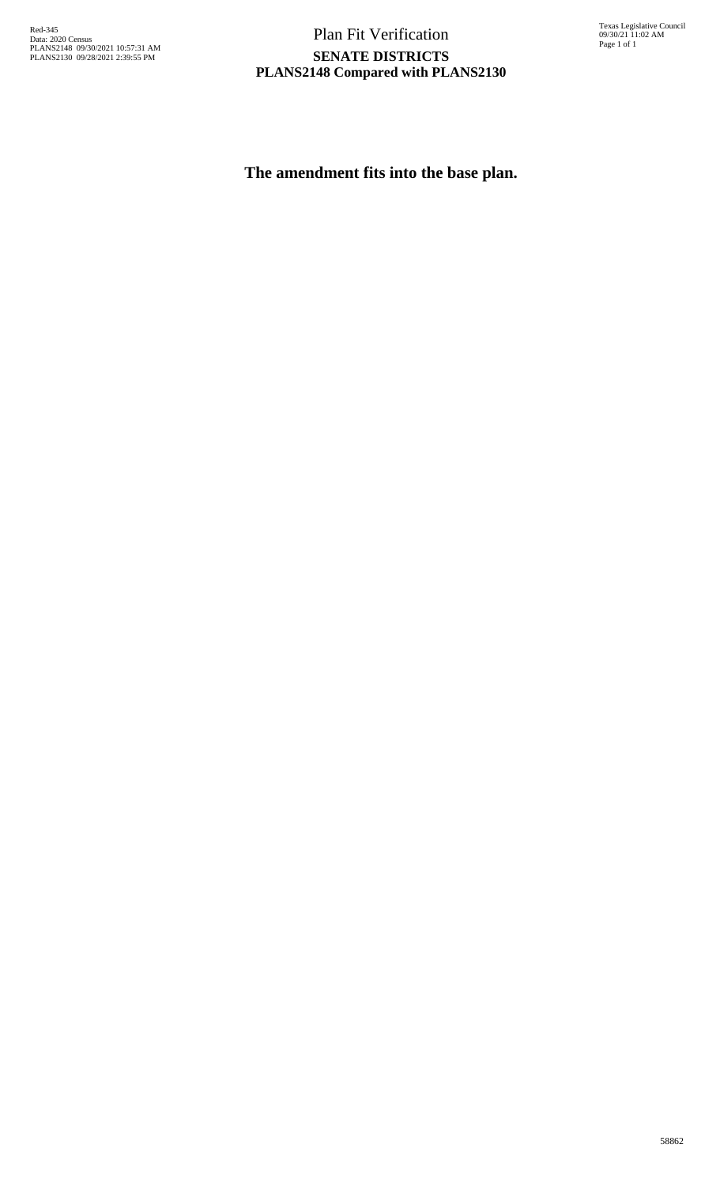Red-345
Data: 2020 Census
PLANS2148 09/30/2021 10:57:31 AM
PLANS2130 09/28/2021 2:39:55 PM

# Plan Fit Verification

## SENATE DISTRICTS
## PLANS2148 Compared with PLANS2130

Texas Legislative Council
09/30/21 11:02 AM

**The amendment fits into the base plan.**

58862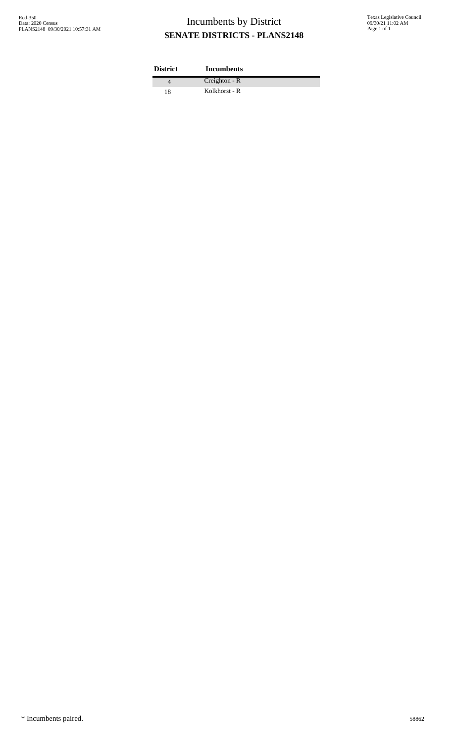# Incumbents by District

## SENATE DISTRICTS - PLANS2148

| District | Incumbents |
|---|---|
| 4 | Creighton - R |
| 18 | Kolkhorst - R |

* Incumbents paired.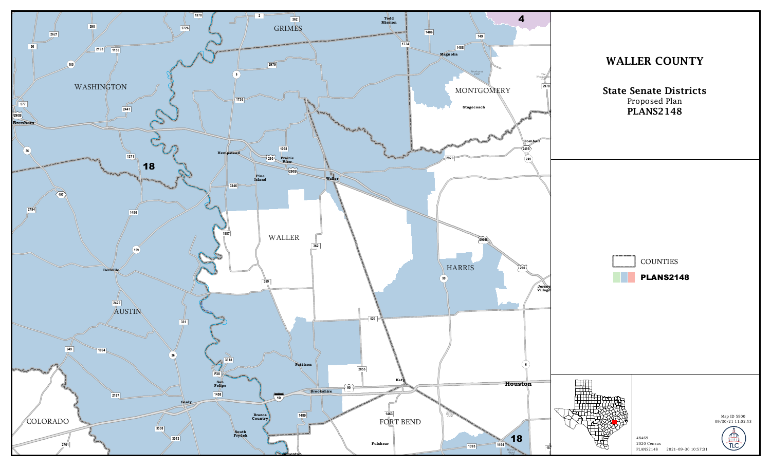# WALLER COUNTY

## State Senate Districts

Proposed Plan

**PLANS2148**

COUNTIES

**PLANS2148**

WALLER

GRIMES

WASHINGTON

MONTGOMERY

HARRIS

AUSTIN

COLORADO

FORT BEND

4

18

18

Map ID 5900
09/30/21 11:02:53

48469
2020 Census
PLANS2148 2021-09-30 10:57:31